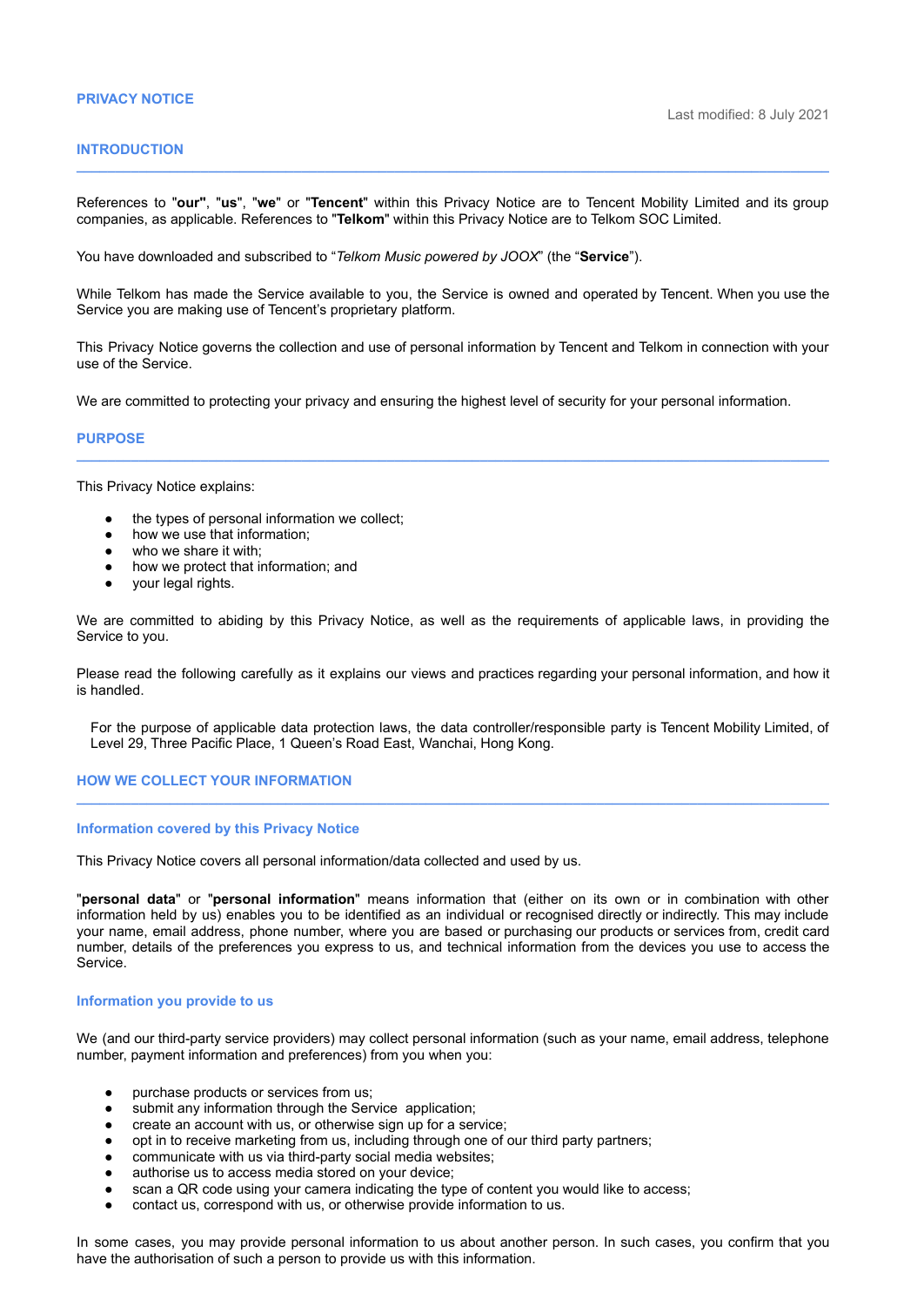# PRIVACY NOTICE

Last modified: 8 July 2021

## INTRODUCTION

References to "**our"**, "**us**", "**we**" or "**Tencent**" within this Privacy Notice are to Tencent Mobility Limited and its group companies, as applicable. References to "**Telkom**" within this Privacy Notice are to Telkom SOC Limited.

You have downloaded and subscribed to "*Telkom Music powered by JOOX*" (the "**Service**").

While Telkom has made the Service available to you, the Service is owned and operated by Tencent. When you use the Service you are making use of Tencent's proprietary platform.

This Privacy Notice governs the collection and use of personal information by Tencent and Telkom in connection with your use of the Service.

We are committed to protecting your privacy and ensuring the highest level of security for your personal information.

## PURPOSE

This Privacy Notice explains:

- the types of personal information we collect;
- how we use that information;
- who we share it with;
- how we protect that information; and
- your legal rights.

We are committed to abiding by this Privacy Notice, as well as the requirements of applicable laws, in providing the Service to you.

Please read the following carefully as it explains our views and practices regarding your personal information, and how it is handled.

For the purpose of applicable data protection laws, the data controller/responsible party is Tencent Mobility Limited, of Level 29, Three Pacific Place, 1 Queen's Road East, Wanchai, Hong Kong.

## HOW WE COLLECT YOUR INFORMATION

### Information covered by this Privacy Notice

This Privacy Notice covers all personal information/data collected and used by us.

"**personal data**" or "**personal information**" means information that (either on its own or in combination with other information held by us) enables you to be identified as an individual or recognised directly or indirectly. This may include your name, email address, phone number, where you are based or purchasing our products or services from, credit card number, details of the preferences you express to us, and technical information from the devices you use to access the Service.

### Information you provide to us

We (and our third-party service providers) may collect personal information (such as your name, email address, telephone number, payment information and preferences) from you when you:

- purchase products or services from us;
- submit any information through the Service application;
- create an account with us, or otherwise sign up for a service;
- opt in to receive marketing from us, including through one of our third party partners;
- communicate with us via third-party social media websites;
- authorise us to access media stored on your device;
- scan a QR code using your camera indicating the type of content you would like to access;
- contact us, correspond with us, or otherwise provide information to us.

In some cases, you may provide personal information to us about another person. In such cases, you confirm that you have the authorisation of such a person to provide us with this information.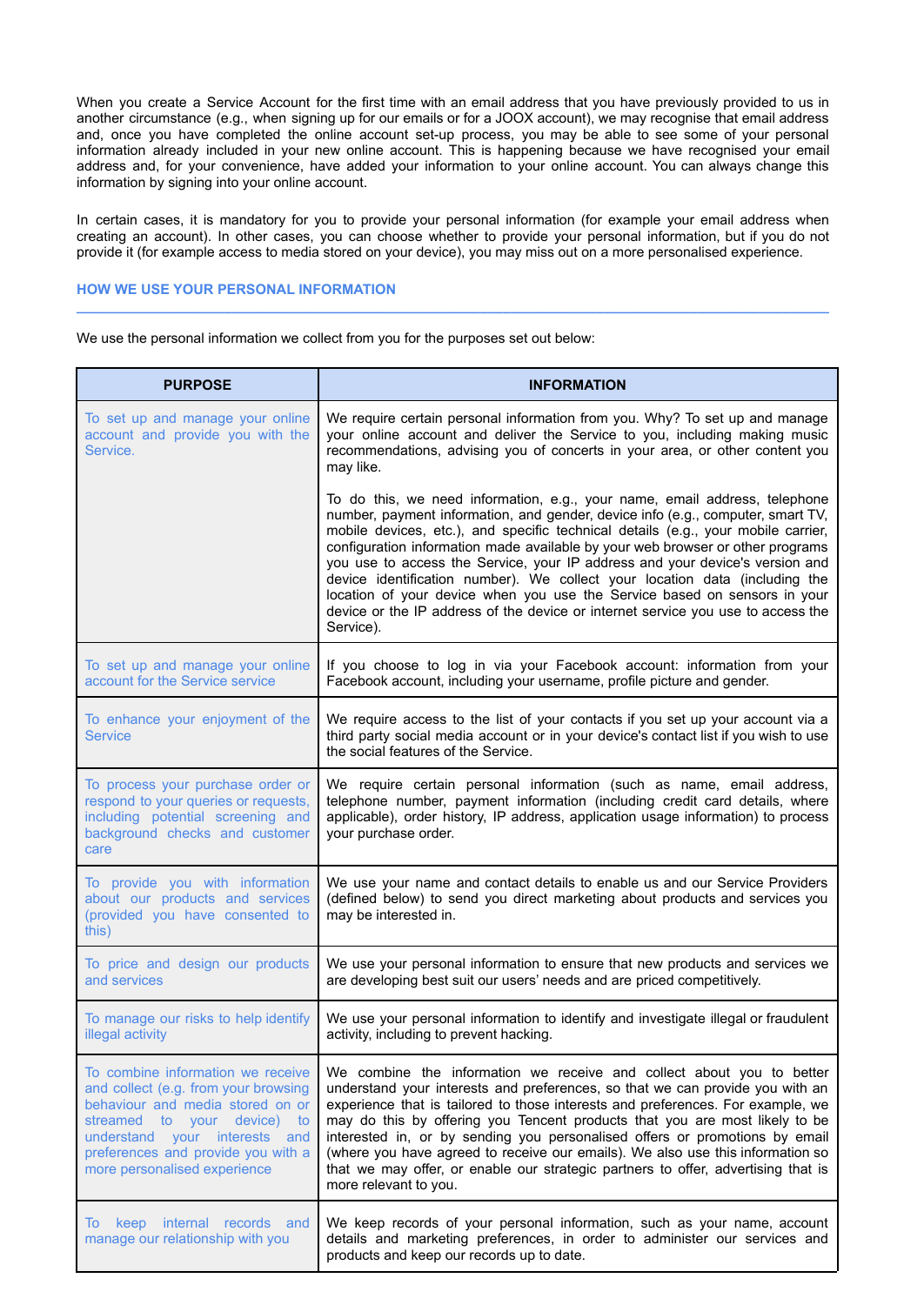When you create a Service Account for the first time with an email address that you have previously provided to us in another circumstance (e.g., when signing up for our emails or for a JOOX account), we may recognise that email address and, once you have completed the online account set-up process, you may be able to see some of your personal information already included in your new online account. This is happening because we have recognised your email address and, for your convenience, have added your information to your online account. You can always change this information by signing into your online account.

In certain cases, it is mandatory for you to provide your personal information (for example your email address when creating an account). In other cases, you can choose whether to provide your personal information, but if you do not provide it (for example access to media stored on your device), you may miss out on a more personalised experience.

## HOW WE USE YOUR PERSONAL INFORMATION

We use the personal information we collect from you for the purposes set out below:

| PURPOSE | INFORMATION |
|---|---|
| To set up and manage your online account and provide you with the Service. | We require certain personal information from you. Why? To set up and manage your online account and deliver the Service to you, including making music recommendations, advising you of concerts in your area, or other content you may like.<br><br>To do this, we need information, e.g., your name, email address, telephone number, payment information, and gender, device info (e.g., computer, smart TV, mobile devices, etc.), and specific technical details (e.g., your mobile carrier, configuration information made available by your web browser or other programs you use to access the Service, your IP address and your device's version and device identification number). We collect your location data (including the location of your device when you use the Service based on sensors in your device or the IP address of the device or internet service you use to access the Service). |
| To set up and manage your online account for the Service service | If you choose to log in via your Facebook account: information from your Facebook account, including your username, profile picture and gender. |
| To enhance your enjoyment of the Service | We require access to the list of your contacts if you set up your account via a third party social media account or in your device's contact list if you wish to use the social features of the Service. |
| To process your purchase order or respond to your queries or requests, including potential screening and background checks and customer care | We require certain personal information (such as name, email address, telephone number, payment information (including credit card details, where applicable), order history, IP address, application usage information) to process your purchase order. |
| To provide you with information about our products and services (provided you have consented to this) | We use your name and contact details to enable us and our Service Providers (defined below) to send you direct marketing about products and services you may be interested in. |
| To price and design our products and services | We use your personal information to ensure that new products and services we are developing best suit our users' needs and are priced competitively. |
| To manage our risks to help identify illegal activity | We use your personal information to identify and investigate illegal or fraudulent activity, including to prevent hacking. |
| To combine information we receive and collect (e.g. from your browsing behaviour and media stored on or streamed to your device) to understand your interests and preferences and provide you with a more personalised experience | We combine the information we receive and collect about you to better understand your interests and preferences, so that we can provide you with an experience that is tailored to those interests and preferences. For example, we may do this by offering you Tencent products that you are most likely to be interested in, or by sending you personalised offers or promotions by email (where you have agreed to receive our emails). We also use this information so that we may offer, or enable our strategic partners to offer, advertising that is more relevant to you. |
| To keep internal records and manage our relationship with you | We keep records of your personal information, such as your name, account details and marketing preferences, in order to administer our services and products and keep our records up to date. |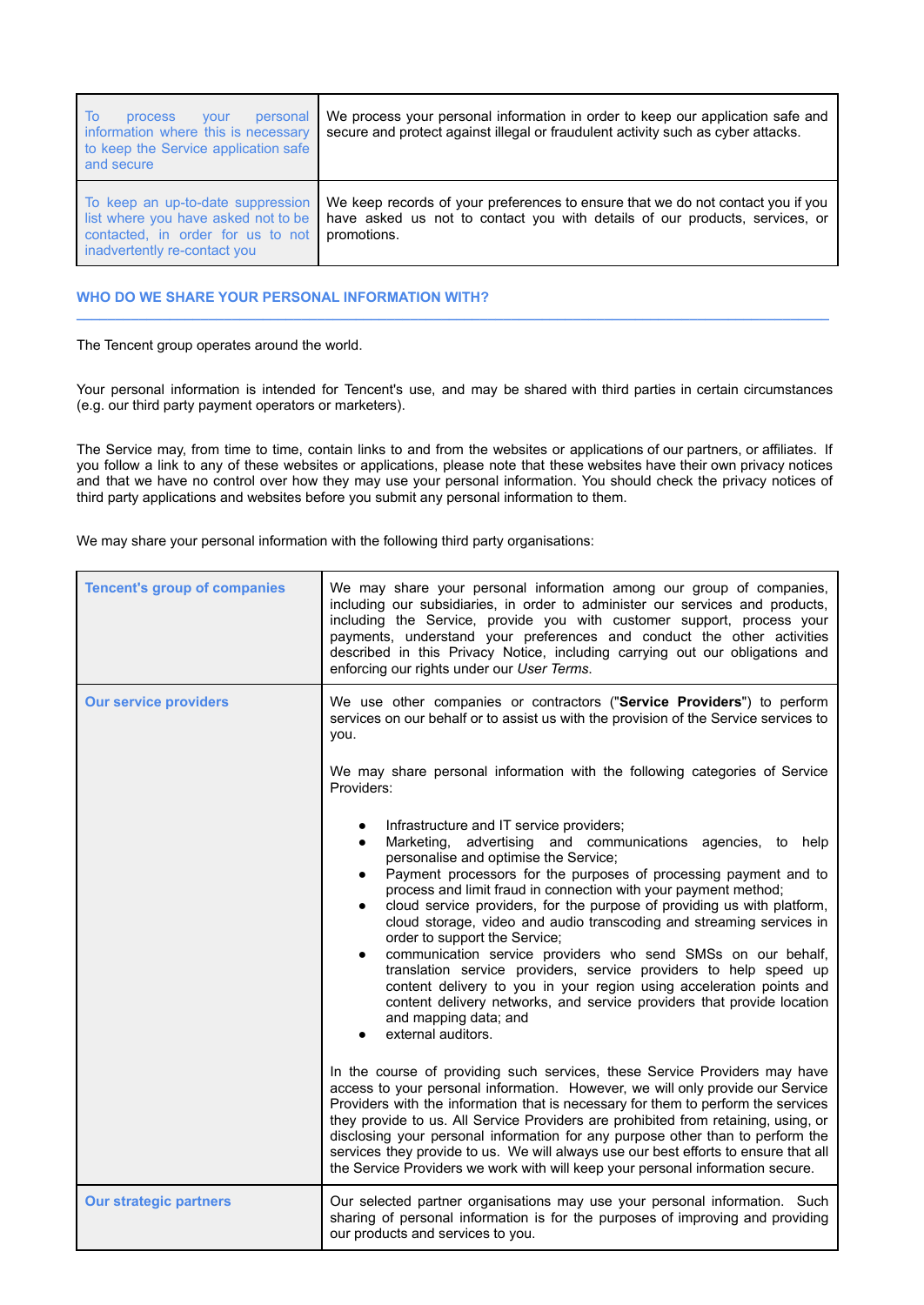| | |
|---|---|
| To process your personal information where this is necessary to keep the Service application safe and secure | We process your personal information in order to keep our application safe and secure and protect against illegal or fraudulent activity such as cyber attacks. |
| To keep an up-to-date suppression list where you have asked not to be contacted, in order for us to not inadvertently re-contact you | We keep records of your preferences to ensure that we do not contact you if you have asked us not to contact you with details of our products, services, or promotions. |

## WHO DO WE SHARE YOUR PERSONAL INFORMATION WITH?

The Tencent group operates around the world.

Your personal information is intended for Tencent's use, and may be shared with third parties in certain circumstances (e.g. our third party payment operators or marketers).

The Service may, from time to time, contain links to and from the websites or applications of our partners, or affiliates. If you follow a link to any of these websites or applications, please note that these websites have their own privacy notices and that we have no control over how they may use your personal information. You should check the privacy notices of third party applications and websites before you submit any personal information to them.

We may share your personal information with the following third party organisations:

| | |
|---|---|
| **Tencent's group of companies** | We may share your personal information among our group of companies, including our subsidiaries, in order to administer our services and products, including the Service, provide you with customer support, process your payments, understand your preferences and conduct the other activities described in this Privacy Notice, including carrying out our obligations and enforcing our rights under our *User Terms*. |
| **Our service providers** | We use other companies or contractors ("**Service Providers**") to perform services on our behalf or to assist us with the provision of the Service services to you.<br><br>We may share personal information with the following categories of Service Providers:<br><br>● Infrastructure and IT service providers;<br>● Marketing, advertising and communications agencies, to help personalise and optimise the Service;<br>● Payment processors for the purposes of processing payment and to process and limit fraud in connection with your payment method;<br>● cloud service providers, for the purpose of providing us with platform, cloud storage, video and audio transcoding and streaming services in order to support the Service;<br>● communication service providers who send SMSs on our behalf, translation service providers, service providers to help speed up content delivery to you in your region using acceleration points and content delivery networks, and service providers that provide location and mapping data; and<br>● external auditors.<br><br>In the course of providing such services, these Service Providers may have access to your personal information. However, we will only provide our Service Providers with the information that is necessary for them to perform the services they provide to us. All Service Providers are prohibited from retaining, using, or disclosing your personal information for any purpose other than to perform the services they provide to us. We will always use our best efforts to ensure that all the Service Providers we work with will keep your personal information secure. |
| **Our strategic partners** | Our selected partner organisations may use your personal information. Such sharing of personal information is for the purposes of improving and providing our products and services to you. |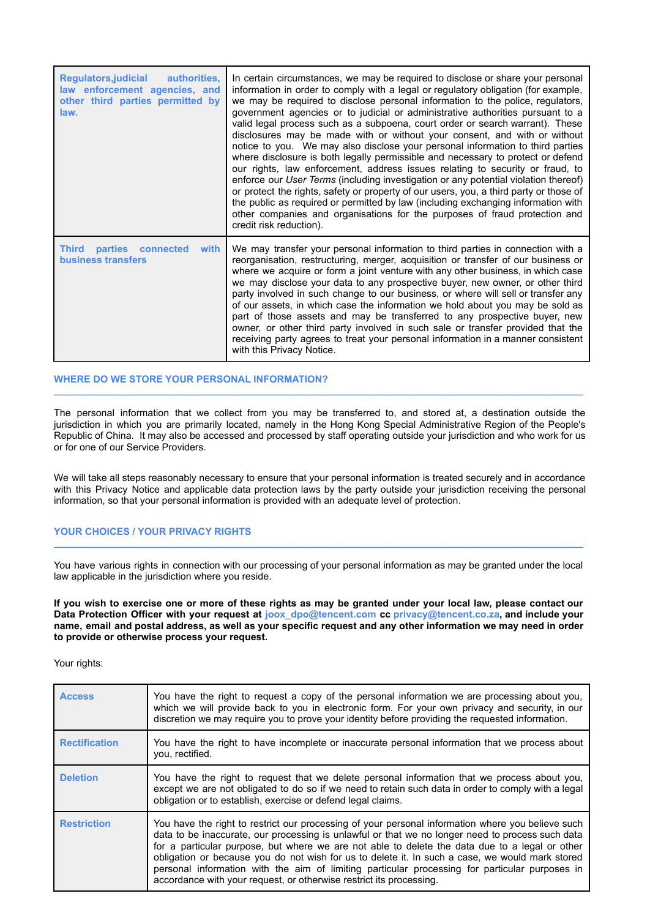| | |
|---|---|
| **Regulators,judicial authorities, law enforcement agencies, and other third parties permitted by law.** | In certain circumstances, we may be required to disclose or share your personal information in order to comply with a legal or regulatory obligation (for example, we may be required to disclose personal information to the police, regulators, government agencies or to judicial or administrative authorities pursuant to a valid legal process such as a subpoena, court order or search warrant). These disclosures may be made with or without your consent, and with or without notice to you. We may also disclose your personal information to third parties where disclosure is both legally permissible and necessary to protect or defend our rights, law enforcement, address issues relating to security or fraud, to enforce our *User Terms* (including investigation or any potential violation thereof) or protect the rights, safety or property of our users, you, a third party or those of the public as required or permitted by law (including exchanging information with other companies and organisations for the purposes of fraud protection and credit risk reduction). |
| **Third parties connected with business transfers** | We may transfer your personal information to third parties in connection with a reorganisation, restructuring, merger, acquisition or transfer of our business or where we acquire or form a joint venture with any other business, in which case we may disclose your data to any prospective buyer, new owner, or other third party involved in such change to our business, or where we will sell or transfer any of our assets, in which case the information we hold about you may be sold as part of those assets and may be transferred to any prospective buyer, new owner, or other third party involved in such sale or transfer provided that the receiving party agrees to treat your personal information in a manner consistent with this Privacy Notice. |

## WHERE DO WE STORE YOUR PERSONAL INFORMATION?

The personal information that we collect from you may be transferred to, and stored at, a destination outside the jurisdiction in which you are primarily located, namely in the Hong Kong Special Administrative Region of the People's Republic of China. It may also be accessed and processed by staff operating outside your jurisdiction and who work for us or for one of our Service Providers.

We will take all steps reasonably necessary to ensure that your personal information is treated securely and in accordance with this Privacy Notice and applicable data protection laws by the party outside your jurisdiction receiving the personal information, so that your personal information is provided with an adequate level of protection.

## YOUR CHOICES / YOUR PRIVACY RIGHTS

You have various rights in connection with our processing of your personal information as may be granted under the local law applicable in the jurisdiction where you reside.

**If you wish to exercise one or more of these rights as may be granted under your local law, please contact our Data Protection Officer with your request at joox_dpo@tencent.com cc privacy@tencent.co.za, and include your name, email and postal address, as well as your specific request and any other information we may need in order to provide or otherwise process your request.**

Your rights:

| | |
|---|---|
| **Access** | You have the right to request a copy of the personal information we are processing about you, which we will provide back to you in electronic form. For your own privacy and security, in our discretion we may require you to prove your identity before providing the requested information. |
| **Rectification** | You have the right to have incomplete or inaccurate personal information that we process about you, rectified. |
| **Deletion** | You have the right to request that we delete personal information that we process about you, except we are not obligated to do so if we need to retain such data in order to comply with a legal obligation or to establish, exercise or defend legal claims. |
| **Restriction** | You have the right to restrict our processing of your personal information where you believe such data to be inaccurate, our processing is unlawful or that we no longer need to process such data for a particular purpose, but where we are not able to delete the data due to a legal or other obligation or because you do not wish for us to delete it. In such a case, we would mark stored personal information with the aim of limiting particular processing for particular purposes in accordance with your request, or otherwise restrict its processing. |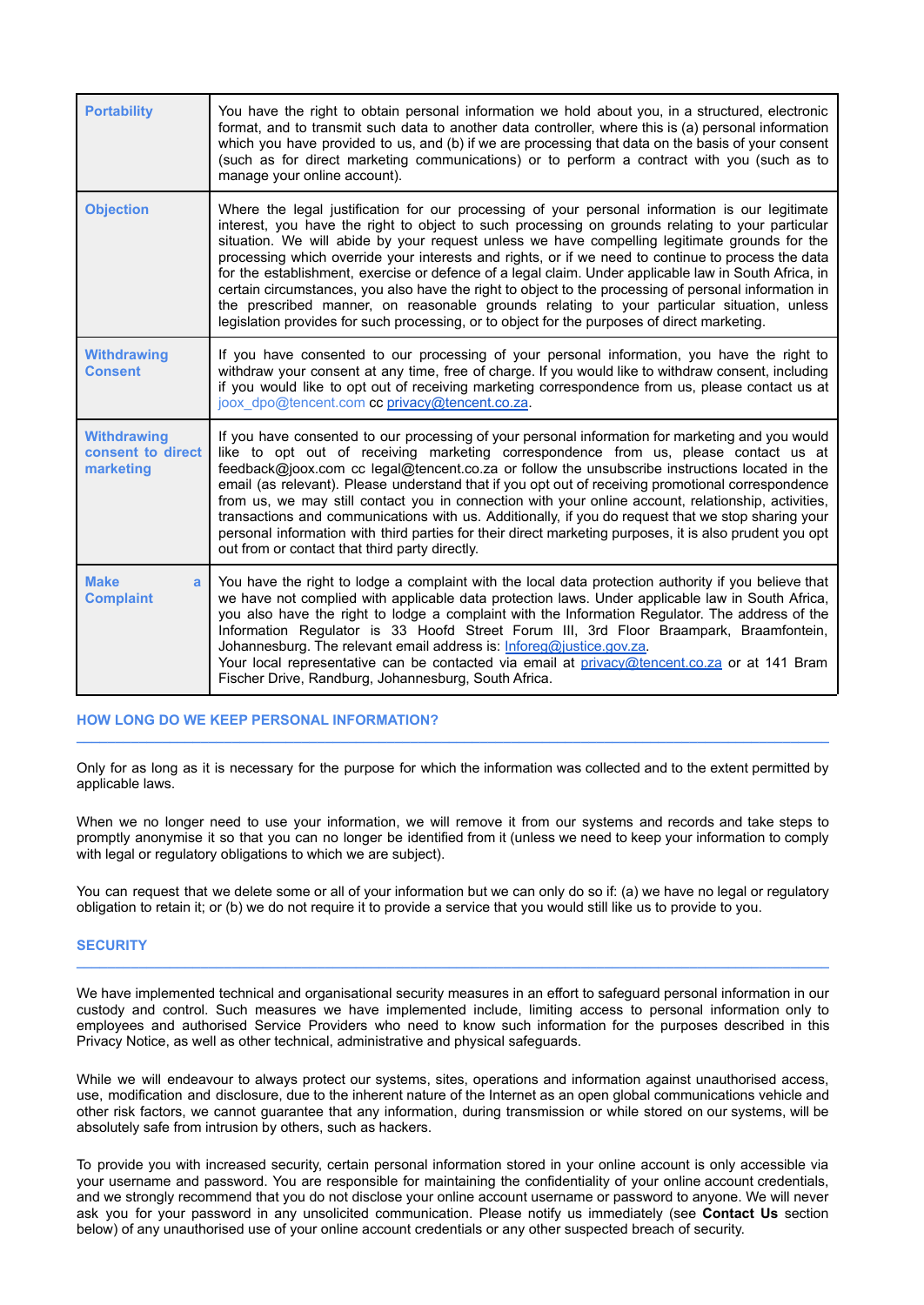| | |
|---|---|
| **Portability** | You have the right to obtain personal information we hold about you, in a structured, electronic format, and to transmit such data to another data controller, where this is (a) personal information which you have provided to us, and (b) if we are processing that data on the basis of your consent (such as for direct marketing communications) or to perform a contract with you (such as to manage your online account). |
| **Objection** | Where the legal justification for our processing of your personal information is our legitimate interest, you have the right to object to such processing on grounds relating to your particular situation. We will abide by your request unless we have compelling legitimate grounds for the processing which override your interests and rights, or if we need to continue to process the data for the establishment, exercise or defence of a legal claim. Under applicable law in South Africa, in certain circumstances, you also have the right to object to the processing of personal information in the prescribed manner, on reasonable grounds relating to your particular situation, unless legislation provides for such processing, or to object for the purposes of direct marketing. |
| **Withdrawing Consent** | If you have consented to our processing of your personal information, you have the right to withdraw your consent at any time, free of charge. If you would like to withdraw consent, including if you would like to opt out of receiving marketing correspondence from us, please contact us at joox_dpo@tencent.com cc privacy@tencent.co.za. |
| **Withdrawing consent to direct marketing** | If you have consented to our processing of your personal information for marketing and you would like to opt out of receiving marketing correspondence from us, please contact us at feedback@joox.com cc legal@tencent.co.za or follow the unsubscribe instructions located in the email (as relevant). Please understand that if you opt out of receiving promotional correspondence from us, we may still contact you in connection with your online account, relationship, activities, transactions and communications with us. Additionally, if you do request that we stop sharing your personal information with third parties for their direct marketing purposes, it is also prudent you opt out from or contact that third party directly. |
| **Make a Complaint** | You have the right to lodge a complaint with the local data protection authority if you believe that we have not complied with applicable data protection laws. Under applicable law in South Africa, you also have the right to lodge a complaint with the Information Regulator. The address of the Information Regulator is 33 Hoofd Street Forum III, 3rd Floor Braampark, Braamfontein, Johannesburg. The relevant email address is: Inforeg@justice.gov.za.<br>Your local representative can be contacted via email at privacy@tencent.co.za or at 141 Bram Fischer Drive, Randburg, Johannesburg, South Africa. |

## HOW LONG DO WE KEEP PERSONAL INFORMATION?

Only for as long as it is necessary for the purpose for which the information was collected and to the extent permitted by applicable laws.

When we no longer need to use your information, we will remove it from our systems and records and take steps to promptly anonymise it so that you can no longer be identified from it (unless we need to keep your information to comply with legal or regulatory obligations to which we are subject).

You can request that we delete some or all of your information but we can only do so if: (a) we have no legal or regulatory obligation to retain it; or (b) we do not require it to provide a service that you would still like us to provide to you.

## SECURITY

We have implemented technical and organisational security measures in an effort to safeguard personal information in our custody and control. Such measures we have implemented include, limiting access to personal information only to employees and authorised Service Providers who need to know such information for the purposes described in this Privacy Notice, as well as other technical, administrative and physical safeguards.

While we will endeavour to always protect our systems, sites, operations and information against unauthorised access, use, modification and disclosure, due to the inherent nature of the Internet as an open global communications vehicle and other risk factors, we cannot guarantee that any information, during transmission or while stored on our systems, will be absolutely safe from intrusion by others, such as hackers.

To provide you with increased security, certain personal information stored in your online account is only accessible via your username and password. You are responsible for maintaining the confidentiality of your online account credentials, and we strongly recommend that you do not disclose your online account username or password to anyone. We will never ask you for your password in any unsolicited communication. Please notify us immediately (see **Contact Us** section below) of any unauthorised use of your online account credentials or any other suspected breach of security.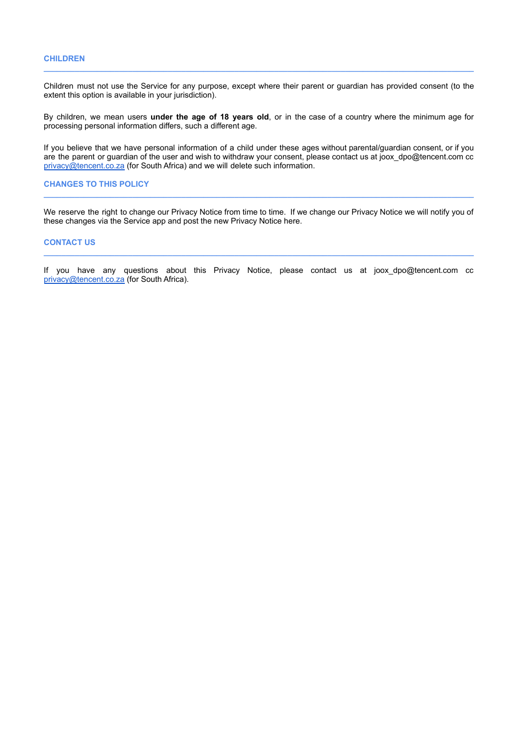## CHILDREN

Children must not use the Service for any purpose, except where their parent or guardian has provided consent (to the extent this option is available in your jurisdiction).

By children, we mean users **under the age of 18 years old**, or in the case of a country where the minimum age for processing personal information differs, such a different age.

If you believe that we have personal information of a child under these ages without parental/guardian consent, or if you are the parent or guardian of the user and wish to withdraw your consent, please contact us at joox_dpo@tencent.com cc privacy@tencent.co.za (for South Africa) and we will delete such information.

## CHANGES TO THIS POLICY

We reserve the right to change our Privacy Notice from time to time. If we change our Privacy Notice we will notify you of these changes via the Service app and post the new Privacy Notice here.

## CONTACT US

If you have any questions about this Privacy Notice, please contact us at joox_dpo@tencent.com cc privacy@tencent.co.za (for South Africa).